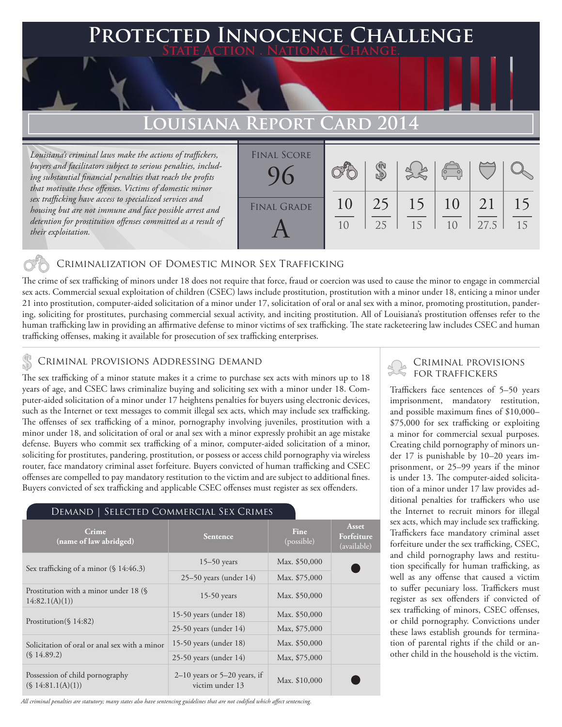# Protected Innocence Challenge

State Action . National Change.

## Louisiana Report Card 2014

*Louisiana's criminal laws make the actions of traffickers, buyers and facilitators subject to serious penalties, including substantial financial penalties that reach the profits that motivate these offenses. Victims of domestic minor sex trafficking have access to specialized services and housing but are not immune and face possible arrest and detention for prostitution offenses committed as a result of their exploitation.*

| Final Score | Final Grade |
|---|---|
| 96 | A |

| Criminalization of Domestic Minor Sex Trafficking | Criminal Provisions Addressing Demand | Criminal Provisions for Traffickers | Criminal Provisions for Facilitators | Protective Provisions for the Child Victims | Criminal Justice Tools for Investigation and Prosecution |
|---|---|---|---|---|---|
| 10/10 | 25/25 | 15/15 | 10/10 | 21/27.5 | 15/15 |

### Criminalization of Domestic Minor Sex Trafficking

The crime of sex trafficking of minors under 18 does not require that force, fraud or coercion was used to cause the minor to engage in commercial sex acts. Commercial sexual exploitation of children (CSEC) laws include prostitution, prostitution with a minor under 18, enticing a minor under 21 into prostitution, computer-aided solicitation of a minor under 17, solicitation of oral or anal sex with a minor, promoting prostitution, pandering, soliciting for prostitutes, purchasing commercial sexual activity, and inciting prostitution. All of Louisiana's prostitution offenses refer to the human trafficking law in providing an affirmative defense to minor victims of sex trafficking. The state racketeering law includes CSEC and human trafficking offenses, making it available for prosecution of sex trafficking enterprises.

### Criminal provisions Addressing demand

The sex trafficking of a minor statute makes it a crime to purchase sex acts with minors up to 18 years of age, and CSEC laws criminalize buying and soliciting sex with a minor under 18. Computer-aided solicitation of a minor under 17 heightens penalties for buyers using electronic devices, such as the Internet or text messages to commit illegal sex acts, which may include sex trafficking. The offenses of sex trafficking of a minor, pornography involving juveniles, prostitution with a minor under 18, and solicitation of oral or anal sex with a minor expressly prohibit an age mistake defense. Buyers who commit sex trafficking of a minor, computer-aided solicitation of a minor, soliciting for prostitutes, pandering, prostitution, or possess or access child pornography via wireless router, face mandatory criminal asset forfeiture. Buyers convicted of human trafficking and CSEC offenses are compelled to pay mandatory restitution to the victim and are subject to additional fines. Buyers convicted of sex trafficking and applicable CSEC offenses must register as sex offenders.

#### Demand | Selected Commercial Sex Crimes

| Crime (name of law abridged) | Sentence | Fine (possible) | Asset Forfeiture (available) |
|---|---|---|---|
| Sex trafficking of a minor (§ 14:46.3) | 15–50 years | Max. $50,000 | ● |
| | 25–50 years (under 14) | Max. $75,000 | |
| Prostitution with a minor under 18 (§ 14:82.1(A)(1)) | 15-50 years | Max. $50,000 | |
| Prostitution(§ 14:82) | 15-50 years (under 18) | Max. $50,000 | |
| | 25-50 years (under 14) | Max, $75,000 | |
| Solicitation of oral or anal sex with a minor (§ 14.89.2) | 15-50 years (under 18) | Max. $50,000 | |
| | 25-50 years (under 14) | Max, $75,000 | |
| Possession of child pornography (§ 14:81.1(A)(1)) | 2–10 years or 5–20 years, if victim under 13 | Max. $10,000 | ● |

*All criminal penalties are statutory; many states also have sentencing guidelines that are not codified which affect sentencing.*

### Criminal provisions for traffickers

Traffickers face sentences of 5–50 years imprisonment, mandatory restitution, and possible maximum fines of $10,000–$75,000 for sex trafficking or exploiting a minor for commercial sexual purposes. Creating child pornography of minors under 17 is punishable by 10–20 years imprisonment, or 25–99 years if the minor is under 13. The computer-aided solicitation of a minor under 17 law provides additional penalties for traffickers who use the Internet to recruit minors for illegal sex acts, which may include sex trafficking. Traffickers face mandatory criminal asset forfeiture under the sex trafficking, CSEC, and child pornography laws and restitution specifically for human trafficking, as well as any offense that caused a victim to suffer pecuniary loss. Traffickers must register as sex offenders if convicted of sex trafficking of minors, CSEC offenses, or child pornography. Convictions under these laws establish grounds for termination of parental rights if the child or another child in the household is the victim.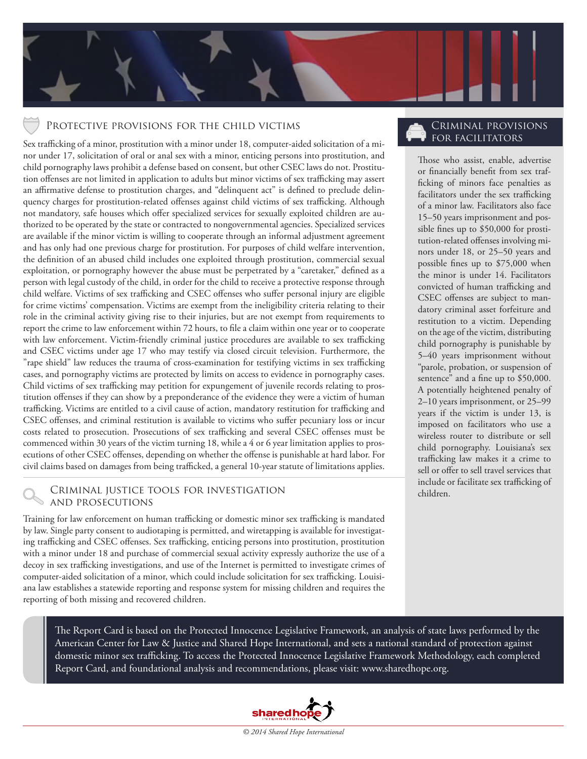## Protective provisions for the child victims

Sex trafficking of a minor, prostitution with a minor under 18, computer-aided solicitation of a minor under 17, solicitation of oral or anal sex with a minor, enticing persons into prostitution, and child pornography laws prohibit a defense based on consent, but other CSEC laws do not. Prostitution offenses are not limited in application to adults but minor victims of sex trafficking may assert an affirmative defense to prostitution charges, and "delinquent act" is defined to preclude delinquency charges for prostitution-related offenses against child victims of sex trafficking. Although not mandatory, safe houses which offer specialized services for sexually exploited children are authorized to be operated by the state or contracted to nongovernmental agencies. Specialized services are available if the minor victim is willing to cooperate through an informal adjustment agreement and has only had one previous charge for prostitution. For purposes of child welfare intervention, the definition of an abused child includes one exploited through prostitution, commercial sexual exploitation, or pornography however the abuse must be perpetrated by a "caretaker," defined as a person with legal custody of the child, in order for the child to receive a protective response through child welfare. Victims of sex trafficking and CSEC offenses who suffer personal injury are eligible for crime victims' compensation. Victims are exempt from the ineligibility criteria relating to their role in the criminal activity giving rise to their injuries, but are not exempt from requirements to report the crime to law enforcement within 72 hours, to file a claim within one year or to cooperate with law enforcement. Victim-friendly criminal justice procedures are available to sex trafficking and CSEC victims under age 17 who may testify via closed circuit television. Furthermore, the "rape shield" law reduces the trauma of cross-examination for testifying victims in sex trafficking cases, and pornography victims are protected by limits on access to evidence in pornography cases. Child victims of sex trafficking may petition for expungement of juvenile records relating to prostitution offenses if they can show by a preponderance of the evidence they were a victim of human trafficking. Victims are entitled to a civil cause of action, mandatory restitution for trafficking and CSEC offenses, and criminal restitution is available to victims who suffer pecuniary loss or incur costs related to prosecution. Prosecutions of sex trafficking and several CSEC offenses must be commenced within 30 years of the victim turning 18, while a 4 or 6 year limitation applies to prosecutions of other CSEC offenses, depending on whether the offense is punishable at hard labor. For civil claims based on damages from being trafficked, a general 10-year statute of limitations applies.

## Criminal justice tools for investigation and prosecutions

Training for law enforcement on human trafficking or domestic minor sex trafficking is mandated by law. Single party consent to audiotaping is permitted, and wiretapping is available for investigating trafficking and CSEC offenses. Sex trafficking, enticing persons into prostitution, prostitution with a minor under 18 and purchase of commercial sexual activity expressly authorize the use of a decoy in sex trafficking investigations, and use of the Internet is permitted to investigate crimes of computer-aided solicitation of a minor, which could include solicitation for sex trafficking. Louisiana law establishes a statewide reporting and response system for missing children and requires the reporting of both missing and recovered children.

## Criminal provisions for facilitators

Those who assist, enable, advertise or financially benefit from sex trafficking of minors face penalties as facilitators under the sex trafficking of a minor law. Facilitators also face 15–50 years imprisonment and possible fines up to $50,000 for prostitution-related offenses involving minors under 18, or 25–50 years and possible fines up to $75,000 when the minor is under 14. Facilitators convicted of human trafficking and CSEC offenses are subject to mandatory criminal asset forfeiture and restitution to a victim. Depending on the age of the victim, distributing child pornography is punishable by 5–40 years imprisonment without "parole, probation, or suspension of sentence" and a fine up to $50,000. A potentially heightened penalty of 2–10 years imprisonment, or 25–99 years if the victim is under 13, is imposed on facilitators who use a wireless router to distribute or sell child pornography. Louisiana's sex trafficking law makes it a crime to sell or offer to sell travel services that include or facilitate sex trafficking of children.

The Report Card is based on the Protected Innocence Legislative Framework, an analysis of state laws performed by the American Center for Law & Justice and Shared Hope International, and sets a national standard of protection against domestic minor sex trafficking. To access the Protected Innocence Legislative Framework Methodology, each completed Report Card, and foundational analysis and recommendations, please visit: www.sharedhope.org.

shared hope INTERNATIONAL

*© 2014 Shared Hope International*